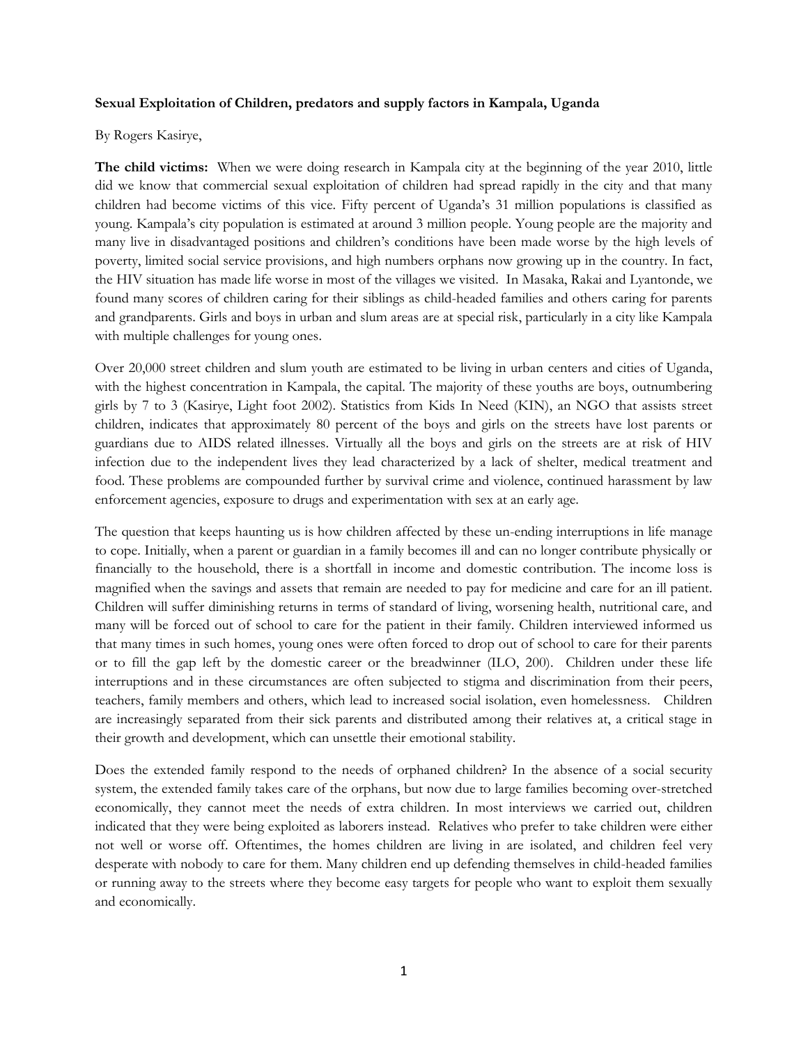**Sexual Exploitation of Children, predators and supply factors in Kampala, Uganda**

By Rogers Kasirye,

**The child victims:** When we were doing research in Kampala city at the beginning of the year 2010, little did we know that commercial sexual exploitation of children had spread rapidly in the city and that many children had become victims of this vice. Fifty percent of Uganda's 31 million populations is classified as young. Kampala's city population is estimated at around 3 million people. Young people are the majority and many live in disadvantaged positions and children's conditions have been made worse by the high levels of poverty, limited social service provisions, and high numbers orphans now growing up in the country. In fact, the HIV situation has made life worse in most of the villages we visited. In Masaka, Rakai and Lyantonde, we found many scores of children caring for their siblings as child-headed families and others caring for parents and grandparents. Girls and boys in urban and slum areas are at special risk, particularly in a city like Kampala with multiple challenges for young ones.

Over 20,000 street children and slum youth are estimated to be living in urban centers and cities of Uganda, with the highest concentration in Kampala, the capital. The majority of these youths are boys, outnumbering girls by 7 to 3 (Kasirye, Light foot 2002). Statistics from Kids In Need (KIN), an NGO that assists street children, indicates that approximately 80 percent of the boys and girls on the streets have lost parents or guardians due to AIDS related illnesses. Virtually all the boys and girls on the streets are at risk of HIV infection due to the independent lives they lead characterized by a lack of shelter, medical treatment and food. These problems are compounded further by survival crime and violence, continued harassment by law enforcement agencies, exposure to drugs and experimentation with sex at an early age.

The question that keeps haunting us is how children affected by these un-ending interruptions in life manage to cope. Initially, when a parent or guardian in a family becomes ill and can no longer contribute physically or financially to the household, there is a shortfall in income and domestic contribution. The income loss is magnified when the savings and assets that remain are needed to pay for medicine and care for an ill patient. Children will suffer diminishing returns in terms of standard of living, worsening health, nutritional care, and many will be forced out of school to care for the patient in their family. Children interviewed informed us that many times in such homes, young ones were often forced to drop out of school to care for their parents or to fill the gap left by the domestic career or the breadwinner (ILO, 200). Children under these life interruptions and in these circumstances are often subjected to stigma and discrimination from their peers, teachers, family members and others, which lead to increased social isolation, even homelessness. Children are increasingly separated from their sick parents and distributed among their relatives at, a critical stage in their growth and development, which can unsettle their emotional stability.

Does the extended family respond to the needs of orphaned children? In the absence of a social security system, the extended family takes care of the orphans, but now due to large families becoming over-stretched economically, they cannot meet the needs of extra children. In most interviews we carried out, children indicated that they were being exploited as laborers instead. Relatives who prefer to take children were either not well or worse off. Oftentimes, the homes children are living in are isolated, and children feel very desperate with nobody to care for them. Many children end up defending themselves in child-headed families or running away to the streets where they become easy targets for people who want to exploit them sexually and economically.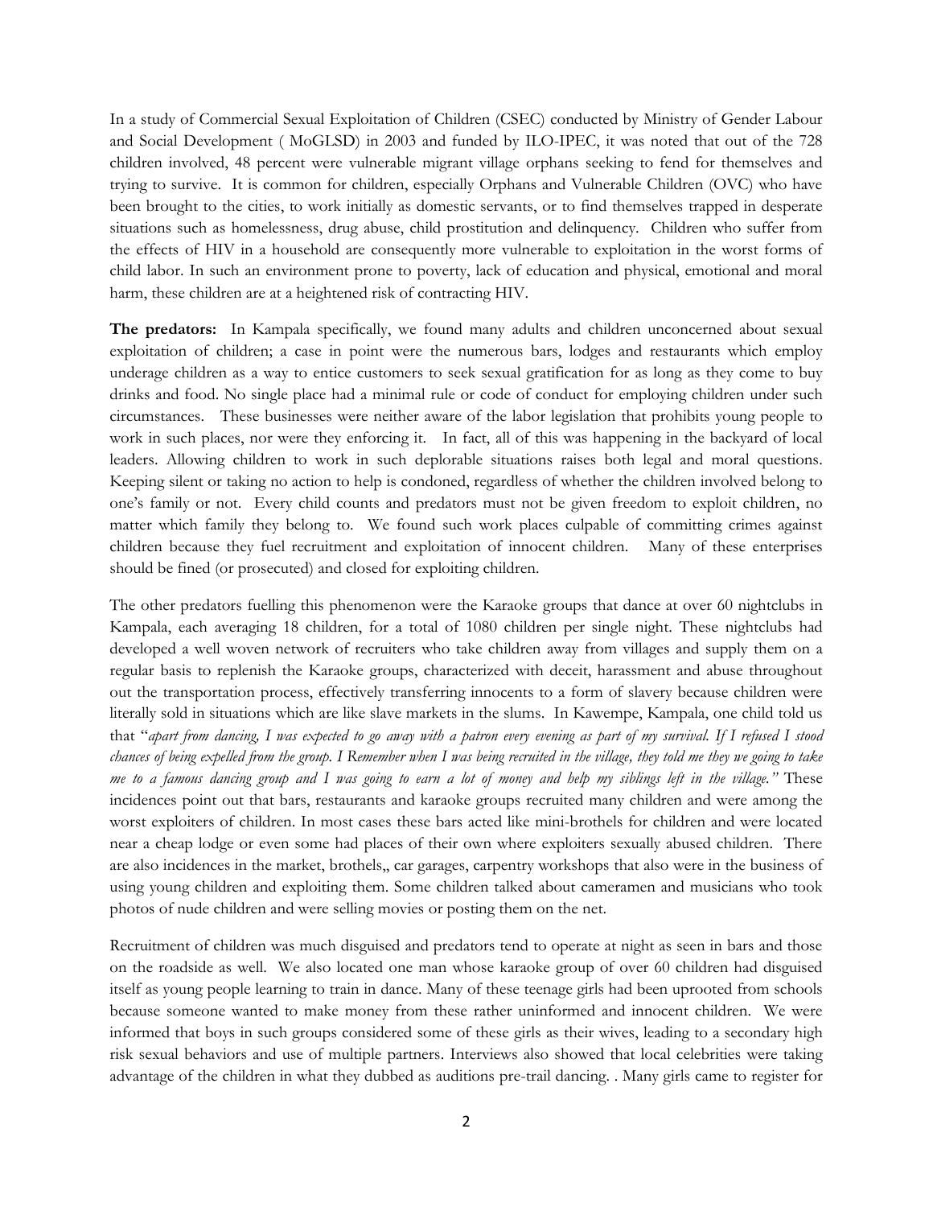In a study of Commercial Sexual Exploitation of Children (CSEC) conducted by Ministry of Gender Labour and Social Development ( MoGLSD) in 2003 and funded by ILO-IPEC, it was noted that out of the 728 children involved, 48 percent were vulnerable migrant village orphans seeking to fend for themselves and trying to survive. It is common for children, especially Orphans and Vulnerable Children (OVC) who have been brought to the cities, to work initially as domestic servants, or to find themselves trapped in desperate situations such as homelessness, drug abuse, child prostitution and delinquency. Children who suffer from the effects of HIV in a household are consequently more vulnerable to exploitation in the worst forms of child labor. In such an environment prone to poverty, lack of education and physical, emotional and moral harm, these children are at a heightened risk of contracting HIV.

**The predators:** In Kampala specifically, we found many adults and children unconcerned about sexual exploitation of children; a case in point were the numerous bars, lodges and restaurants which employ underage children as a way to entice customers to seek sexual gratification for as long as they come to buy drinks and food. No single place had a minimal rule or code of conduct for employing children under such circumstances. These businesses were neither aware of the labor legislation that prohibits young people to work in such places, nor were they enforcing it. In fact, all of this was happening in the backyard of local leaders. Allowing children to work in such deplorable situations raises both legal and moral questions. Keeping silent or taking no action to help is condoned, regardless of whether the children involved belong to one's family or not. Every child counts and predators must not be given freedom to exploit children, no matter which family they belong to. We found such work places culpable of committing crimes against children because they fuel recruitment and exploitation of innocent children. Many of these enterprises should be fined (or prosecuted) and closed for exploiting children.

The other predators fuelling this phenomenon were the Karaoke groups that dance at over 60 nightclubs in Kampala, each averaging 18 children, for a total of 1080 children per single night. These nightclubs had developed a well woven network of recruiters who take children away from villages and supply them on a regular basis to replenish the Karaoke groups, characterized with deceit, harassment and abuse throughout out the transportation process, effectively transferring innocents to a form of slavery because children were literally sold in situations which are like slave markets in the slums. In Kawempe, Kampala, one child told us that "*apart from dancing, I was expected to go away with a patron every evening as part of my survival. If I refused I stood chances of being expelled from the group. I Remember when I was being recruited in the village, they told me they we going to take me to a famous dancing group and I was going to earn a lot of money and help my siblings left in the village.*" These incidences point out that bars, restaurants and karaoke groups recruited many children and were among the worst exploiters of children. In most cases these bars acted like mini-brothels for children and were located near a cheap lodge or even some had places of their own where exploiters sexually abused children. There are also incidences in the market, brothels,, car garages, carpentry workshops that also were in the business of using young children and exploiting them. Some children talked about cameramen and musicians who took photos of nude children and were selling movies or posting them on the net.

Recruitment of children was much disguised and predators tend to operate at night as seen in bars and those on the roadside as well. We also located one man whose karaoke group of over 60 children had disguised itself as young people learning to train in dance. Many of these teenage girls had been uprooted from schools because someone wanted to make money from these rather uninformed and innocent children. We were informed that boys in such groups considered some of these girls as their wives, leading to a secondary high risk sexual behaviors and use of multiple partners. Interviews also showed that local celebrities were taking advantage of the children in what they dubbed as auditions pre-trail dancing. . Many girls came to register for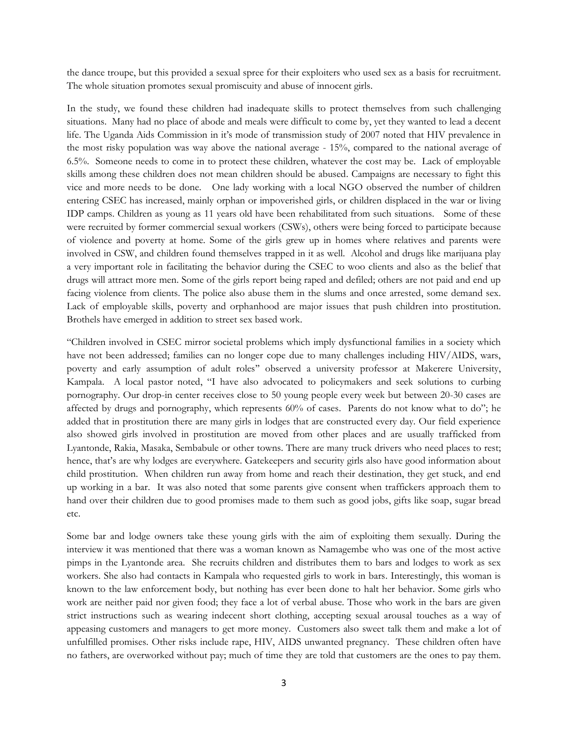the dance troupe, but this provided a sexual spree for their exploiters who used sex as a basis for recruitment. The whole situation promotes sexual promiscuity and abuse of innocent girls.

In the study, we found these children had inadequate skills to protect themselves from such challenging situations. Many had no place of abode and meals were difficult to come by, yet they wanted to lead a decent life. The Uganda Aids Commission in it's mode of transmission study of 2007 noted that HIV prevalence in the most risky population was way above the national average - 15%, compared to the national average of 6.5%. Someone needs to come in to protect these children, whatever the cost may be. Lack of employable skills among these children does not mean children should be abused. Campaigns are necessary to fight this vice and more needs to be done. One lady working with a local NGO observed the number of children entering CSEC has increased, mainly orphan or impoverished girls, or children displaced in the war or living IDP camps. Children as young as 11 years old have been rehabilitated from such situations. Some of these were recruited by former commercial sexual workers (CSWs), others were being forced to participate because of violence and poverty at home. Some of the girls grew up in homes where relatives and parents were involved in CSW, and children found themselves trapped in it as well. Alcohol and drugs like marijuana play a very important role in facilitating the behavior during the CSEC to woo clients and also as the belief that drugs will attract more men. Some of the girls report being raped and defiled; others are not paid and end up facing violence from clients. The police also abuse them in the slums and once arrested, some demand sex. Lack of employable skills, poverty and orphanhood are major issues that push children into prostitution. Brothels have emerged in addition to street sex based work.

"Children involved in CSEC mirror societal problems which imply dysfunctional families in a society which have not been addressed; families can no longer cope due to many challenges including HIV/AIDS, wars, poverty and early assumption of adult roles" observed a university professor at Makerere University, Kampala. A local pastor noted, "I have also advocated to policymakers and seek solutions to curbing pornography. Our drop-in center receives close to 50 young people every week but between 20-30 cases are affected by drugs and pornography, which represents 60% of cases. Parents do not know what to do"; he added that in prostitution there are many girls in lodges that are constructed every day. Our field experience also showed girls involved in prostitution are moved from other places and are usually trafficked from Lyantonde, Rakia, Masaka, Sembabule or other towns. There are many truck drivers who need places to rest; hence, that's are why lodges are everywhere. Gatekeepers and security girls also have good information about child prostitution. When children run away from home and reach their destination, they get stuck, and end up working in a bar. It was also noted that some parents give consent when traffickers approach them to hand over their children due to good promises made to them such as good jobs, gifts like soap, sugar bread etc.

Some bar and lodge owners take these young girls with the aim of exploiting them sexually. During the interview it was mentioned that there was a woman known as Namagembe who was one of the most active pimps in the Lyantonde area. She recruits children and distributes them to bars and lodges to work as sex workers. She also had contacts in Kampala who requested girls to work in bars. Interestingly, this woman is known to the law enforcement body, but nothing has ever been done to halt her behavior. Some girls who work are neither paid nor given food; they face a lot of verbal abuse. Those who work in the bars are given strict instructions such as wearing indecent short clothing, accepting sexual arousal touches as a way of appeasing customers and managers to get more money. Customers also sweet talk them and make a lot of unfulfilled promises. Other risks include rape, HIV, AIDS unwanted pregnancy. These children often have no fathers, are overworked without pay; much of time they are told that customers are the ones to pay them.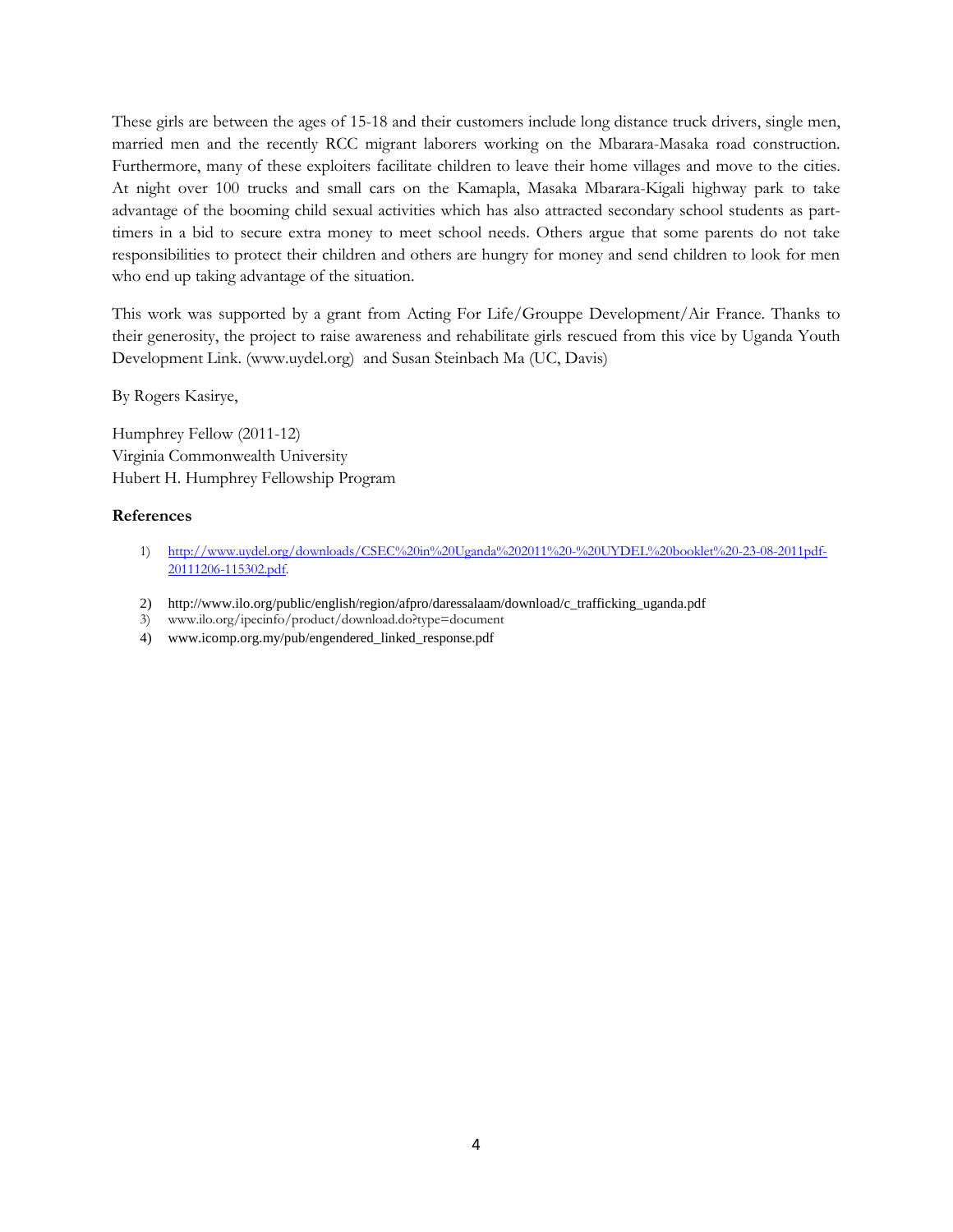These girls are between the ages of 15-18 and their customers include long distance truck drivers, single men, married men and the recently RCC migrant laborers working on the Mbarara-Masaka road construction. Furthermore, many of these exploiters facilitate children to leave their home villages and move to the cities. At night over 100 trucks and small cars on the Kamapla, Masaka Mbarara-Kigali highway park to take advantage of the booming child sexual activities which has also attracted secondary school students as part-timers in a bid to secure extra money to meet school needs. Others argue that some parents do not take responsibilities to protect their children and others are hungry for money and send children to look for men who end up taking advantage of the situation.

This work was supported by a grant from Acting For Life/Grouppe Development/Air France. Thanks to their generosity, the project to raise awareness and rehabilitate girls rescued from this vice by Uganda Youth Development Link. (www.uydel.org) and Susan Steinbach Ma (UC, Davis)

By Rogers Kasirye,

Humphrey Fellow (2011-12)
Virginia Commonwealth University
Hubert H. Humphrey Fellowship Program

**References**

1) http://www.uydel.org/downloads/CSEC%20in%20Uganda%202011%20-%20UYDEL%20booklet%20-23-08-2011pdf-20111206-115302.pdf.
2) http://www.ilo.org/public/english/region/afpro/daressalaam/download/c_trafficking_uganda.pdf
3) www.ilo.org/ipecinfo/product/download.do?type=document
4) www.icomp.org.my/pub/engendered_linked_response.pdf